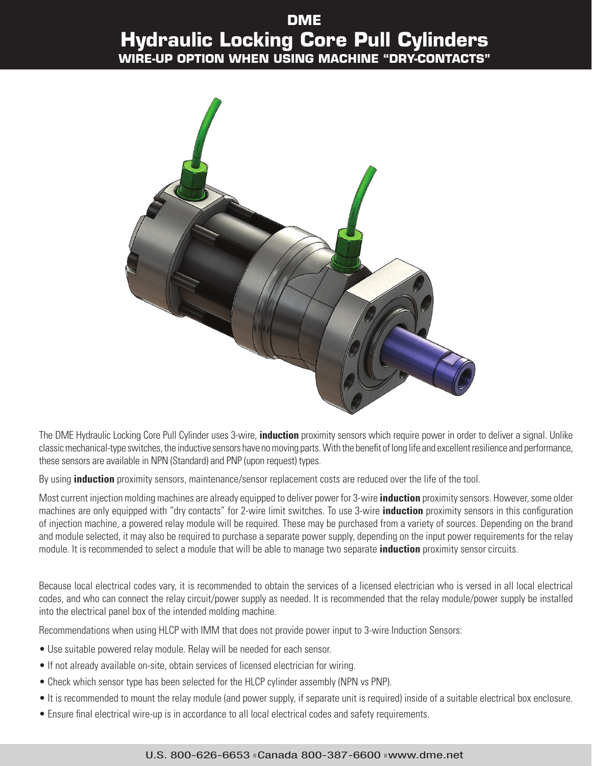# DME

# Hydraulic Locking Core Pull Cylinders

## WIRE-UP OPTION WHEN USING MACHINE "DRY-CONTACTS"

The DME Hydraulic Locking Core Pull Cylinder uses 3-wire, **induction** proximity sensors which require power in order to deliver a signal. Unlike classic mechanical-type switches, the inductive sensors have no moving parts. With the benefit of long life and excellent resilience and performance, these sensors are available in NPN (Standard) and PNP (upon request) types.

By using **induction** proximity sensors, maintenance/sensor replacement costs are reduced over the life of the tool.

Most current injection molding machines are already equipped to deliver power for 3-wire **induction** proximity sensors. However, some older machines are only equipped with "dry contacts" for 2-wire limit switches. To use 3-wire **induction** proximity sensors in this configuration of injection machine, a powered relay module will be required. These may be purchased from a variety of sources. Depending on the brand and module selected, it may also be required to purchase a separate power supply, depending on the input power requirements for the relay module. It is recommended to select a module that will be able to manage two separate **induction** proximity sensor circuits.

Because local electrical codes vary, it is recommended to obtain the services of a licensed electrician who is versed in all local electrical codes, and who can connect the relay circuit/power supply as needed. It is recommended that the relay module/power supply be installed into the electrical panel box of the intended molding machine.

Recommendations when using HLCP with IMM that does not provide power input to 3-wire Induction Sensors:

- Use suitable powered relay module. Relay will be needed for each sensor.
- If not already available on-site, obtain services of licensed electrician for wiring.
- Check which sensor type has been selected for the HLCP cylinder assembly (NPN vs PNP).
- It is recommended to mount the relay module (and power supply, if separate unit is required) inside of a suitable electrical box enclosure.
- Ensure final electrical wire-up is in accordance to all local electrical codes and safety requirements.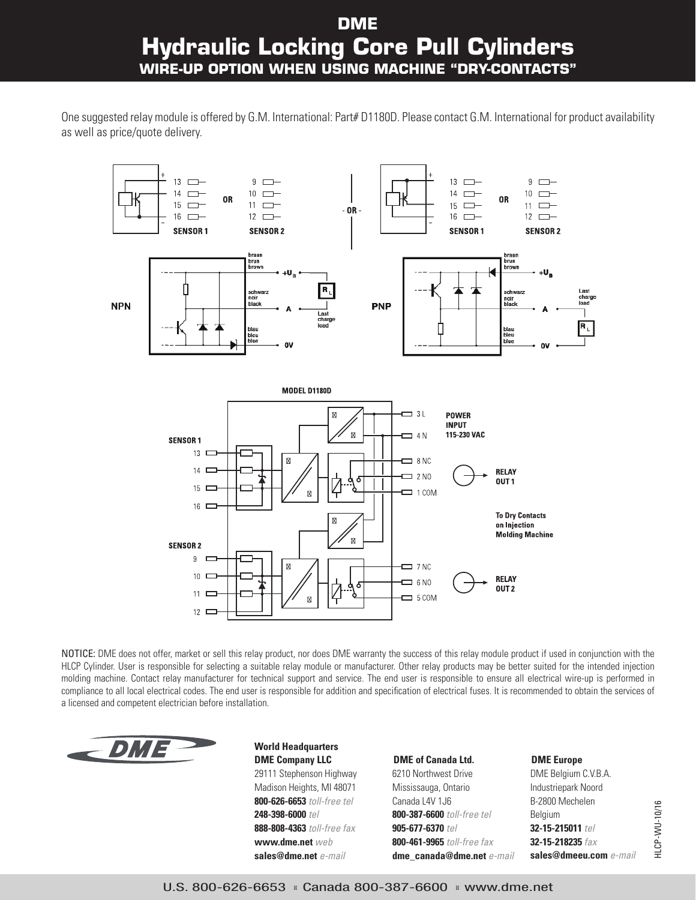# DME

# Hydraulic Locking Core Pull Cylinders

## WIRE-UP OPTION WHEN USING MACHINE "DRY-CONTACTS"

One suggested relay module is offered by G.M. International: Part# D1180D. Please contact G.M. International for product availability as well as price/quote delivery.

+
13
14
15
16
−
SENSOR 1

OR

9
10
11
12
SENSOR 2

- OR -

+
13
14
15
16
−
SENSOR 1

OR

9
10
11
12
SENSOR 2

NPN

braun
brun
brown
$+U_B$

schwarz
noir
black
A

$R_L$
Last
charge
load

blau
bleu
blue
0V

PNP

braun
brun
brown
$+U_B$

schwarz
noir
black
A

Last
charge
load
$R_L$

blau
bleu
blue
0V

MODEL D1180D

SENSOR 1
13
14
15
16

SENSOR 2
9
10
11
12

3 L
4 N
POWER INPUT 115-230 VAC

8 NC
2 NO
1 COM
RELAY OUT 1

To Dry Contacts on Injection Molding Machine

7 NC
6 NO
5 COM
RELAY OUT 2

NOTICE: DME does not offer, market or sell this relay product, nor does DME warranty the success of this relay module product if used in conjunction with the HLCP Cylinder. User is responsible for selecting a suitable relay module or manufacturer. Other relay products may be better suited for the intended injection molding machine. Contact relay manufacturer for technical support and service. The end user is responsible to ensure all electrical wire-up is performed in compliance to all local electrical codes. The end user is responsible for addition and specification of electrical fuses. It is recommended to obtain the services of a licensed and competent electrician before installation.

DME

**World Headquarters**
**DME Company LLC**
29111 Stephenson Highway
Madison Heights, MI 48071
**800-626-6653** *toll-free tel*
**248-398-6000** *tel*
**888-808-4363** *toll-free fax*
**www.dme.net** *web*
**sales@dme.net** *e-mail*

**DME of Canada Ltd.**
6210 Northwest Drive
Mississauga, Ontario
Canada L4V 1J6
**800-387-6600** *toll-free tel*
**905-677-6370** *tel*
**800-461-9965** *toll-free fax*
**dme_canada@dme.net** *e-mail*

**DME Europe**
DME Belgium C.V.B.A.
Industriepark Noord
B-2800 Mechelen
Belgium
**32-15-215011** *tel*
**32-15-218235** *fax*
**sales@dmeeu.com** *e-mail*

HLCP-WU-10/16

U.S. 800-626-6653 • Canada 800-387-6600 • www.dme.net